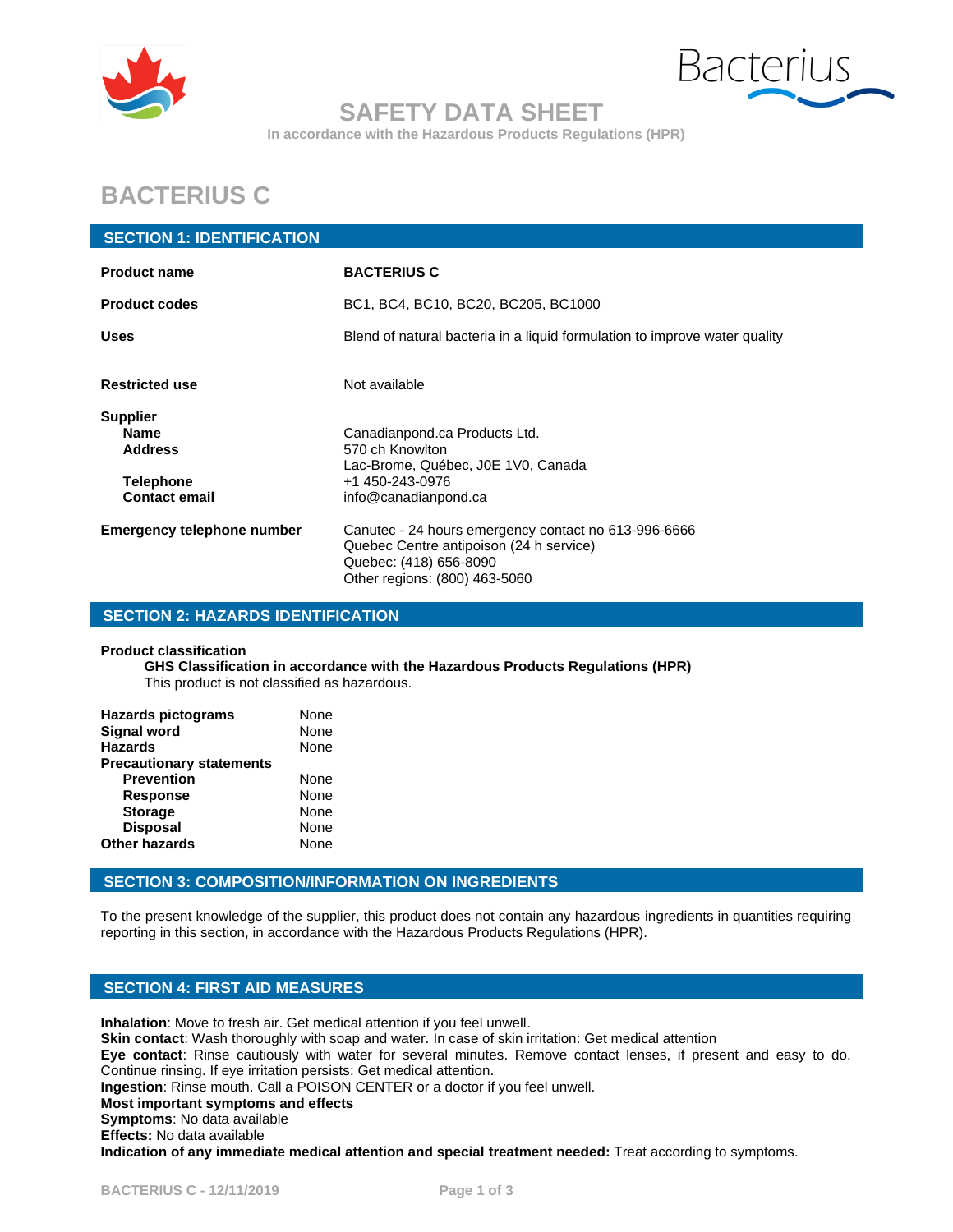# SAFETY DATA SHEET

In accordance with the Hazardous Products Regulations (HPR)

# BACTERIUS C

## SECTION 1: IDENTIFICATION

| | |
|---|---|
| **Product name** | **BACTERIUS C** |
| **Product codes** | BC1, BC4, BC10, BC20, BC205, BC1000 |
| **Uses** | Blend of natural bacteria in a liquid formulation to improve water quality |
| **Restricted use** | Not available |
| **Supplier** | |
| **Name** | Canadianpond.ca Products Ltd. |
| **Address** | 570 ch Knowlton<br>Lac-Brome, Québec, J0E 1V0, Canada |
| **Telephone** | +1 450-243-0976 |
| **Contact email** | info@canadianpond.ca |
| **Emergency telephone number** | Canutec - 24 hours emergency contact no 613-996-6666<br>Quebec Centre antipoison (24 h service)<br>Quebec: (418) 656-8090<br>Other regions: (800) 463-5060 |

## SECTION 2: HAZARDS IDENTIFICATION

**Product classification**

**GHS Classification in accordance with the Hazardous Products Regulations (HPR)**
This product is not classified as hazardous.

| | |
|---|---|
| **Hazards pictograms** | None |
| **Signal word** | None |
| **Hazards** | None |
| **Precautionary statements** | |
| **Prevention** | None |
| **Response** | None |
| **Storage** | None |
| **Disposal** | None |
| **Other hazards** | None |

## SECTION 3: COMPOSITION/INFORMATION ON INGREDIENTS

To the present knowledge of the supplier, this product does not contain any hazardous ingredients in quantities requiring reporting in this section, in accordance with the Hazardous Products Regulations (HPR).

## SECTION 4: FIRST AID MEASURES

**Inhalation**: Move to fresh air. Get medical attention if you feel unwell.
**Skin contact**: Wash thoroughly with soap and water. In case of skin irritation: Get medical attention
**Eye contact**: Rinse cautiously with water for several minutes. Remove contact lenses, if present and easy to do. Continue rinsing. If eye irritation persists: Get medical attention.
**Ingestion**: Rinse mouth. Call a POISON CENTER or a doctor if you feel unwell.
**Most important symptoms and effects**
**Symptoms**: No data available
**Effects:** No data available
**Indication of any immediate medical attention and special treatment needed:** Treat according to symptoms.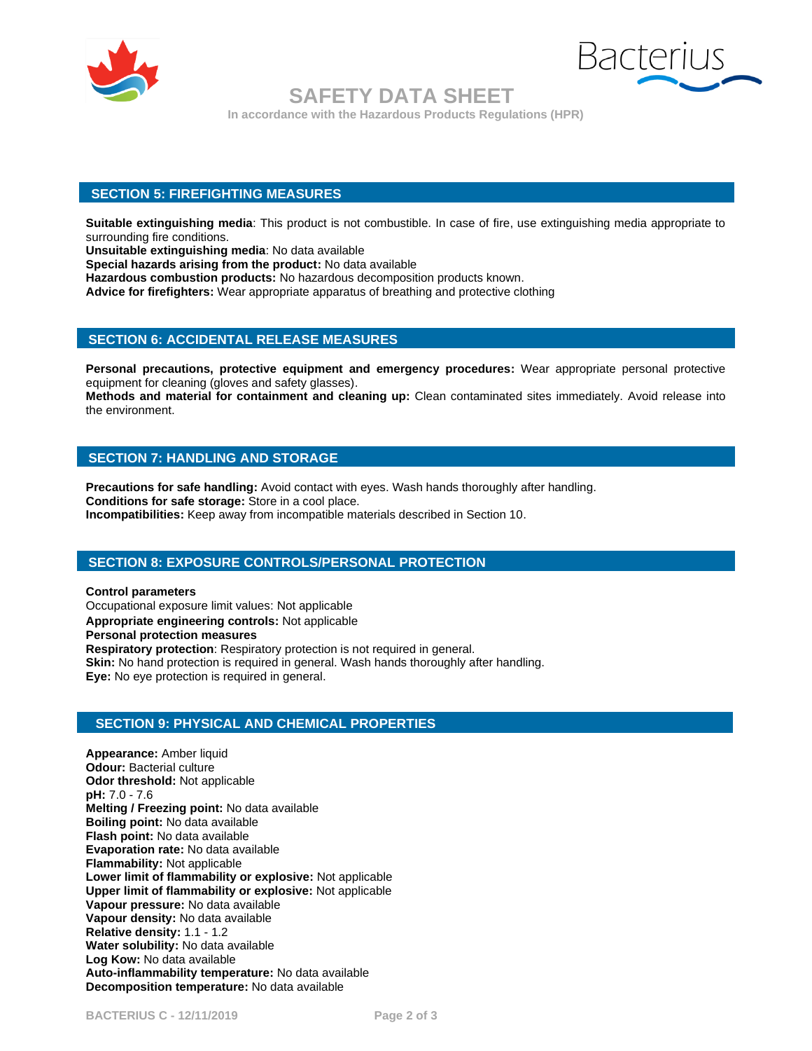## SECTION 5: FIREFIGHTING MEASURES

**Suitable extinguishing media**: This product is not combustible. In case of fire, use extinguishing media appropriate to surrounding fire conditions.
**Unsuitable extinguishing media**: No data available
**Special hazards arising from the product:** No data available
**Hazardous combustion products:** No hazardous decomposition products known.
**Advice for firefighters:** Wear appropriate apparatus of breathing and protective clothing

## SECTION 6: ACCIDENTAL RELEASE MEASURES

**Personal precautions, protective equipment and emergency procedures:** Wear appropriate personal protective equipment for cleaning (gloves and safety glasses).
**Methods and material for containment and cleaning up:** Clean contaminated sites immediately. Avoid release into the environment.

## SECTION 7: HANDLING AND STORAGE

**Precautions for safe handling:** Avoid contact with eyes. Wash hands thoroughly after handling.
**Conditions for safe storage:** Store in a cool place.
**Incompatibilities:** Keep away from incompatible materials described in Section 10.

## SECTION 8: EXPOSURE CONTROLS/PERSONAL PROTECTION

**Control parameters**
Occupational exposure limit values: Not applicable
**Appropriate engineering controls:** Not applicable
**Personal protection measures**
**Respiratory protection**: Respiratory protection is not required in general.
**Skin:** No hand protection is required in general. Wash hands thoroughly after handling.
**Eye:** No eye protection is required in general.

## SECTION 9: PHYSICAL AND CHEMICAL PROPERTIES

**Appearance:** Amber liquid
**Odour:** Bacterial culture
**Odor threshold:** Not applicable
**pH:** 7.0 - 7.6
**Melting / Freezing point:** No data available
**Boiling point:** No data available
**Flash point:** No data available
**Evaporation rate:** No data available
**Flammability:** Not applicable
**Lower limit of flammability or explosive:** Not applicable
**Upper limit of flammability or explosive:** Not applicable
**Vapour pressure:** No data available
**Vapour density:** No data available
**Relative density:** 1.1 - 1.2
**Water solubility:** No data available
**Log Kow:** No data available
**Auto-inflammability temperature:** No data available
**Decomposition temperature:** No data available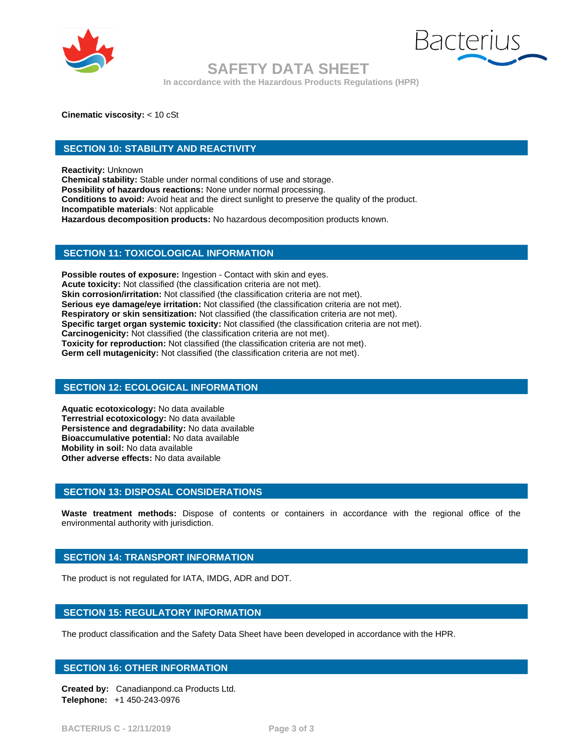**Cinematic viscosity:** < 10 cSt

## SECTION 10: STABILITY AND REACTIVITY

**Reactivity:** Unknown
**Chemical stability:** Stable under normal conditions of use and storage.
**Possibility of hazardous reactions:** None under normal processing.
**Conditions to avoid:** Avoid heat and the direct sunlight to preserve the quality of the product.
**Incompatible materials**: Not applicable
**Hazardous decomposition products:** No hazardous decomposition products known.

## SECTION 11: TOXICOLOGICAL INFORMATION

**Possible routes of exposure:** Ingestion - Contact with skin and eyes.
**Acute toxicity:** Not classified (the classification criteria are not met).
**Skin corrosion/irritation:** Not classified (the classification criteria are not met).
**Serious eye damage/eye irritation:** Not classified (the classification criteria are not met).
**Respiratory or skin sensitization:** Not classified (the classification criteria are not met).
**Specific target organ systemic toxicity:** Not classified (the classification criteria are not met).
**Carcinogenicity:** Not classified (the classification criteria are not met).
**Toxicity for reproduction:** Not classified (the classification criteria are not met).
**Germ cell mutagenicity:** Not classified (the classification criteria are not met).

## SECTION 12: ECOLOGICAL INFORMATION

**Aquatic ecotoxicology:** No data available
**Terrestrial ecotoxicology:** No data available
**Persistence and degradability:** No data available
**Bioaccumulative potential:** No data available
**Mobility in soil:** No data available
**Other adverse effects:** No data available

## SECTION 13: DISPOSAL CONSIDERATIONS

**Waste treatment methods:** Dispose of contents or containers in accordance with the regional office of the environmental authority with jurisdiction.

## SECTION 14: TRANSPORT INFORMATION

The product is not regulated for IATA, IMDG, ADR and DOT.

## SECTION 15: REGULATORY INFORMATION

The product classification and the Safety Data Sheet have been developed in accordance with the HPR.

## SECTION 16: OTHER INFORMATION

**Created by:** Canadianpond.ca Products Ltd.
**Telephone:** +1 450-243-0976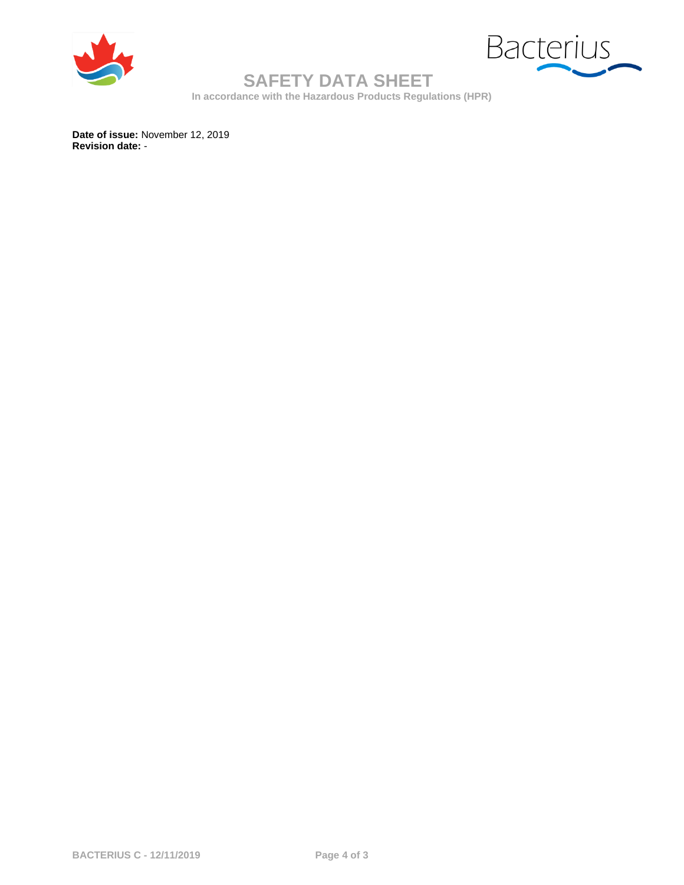Date of issue: November 12, 2019
Revision date: -